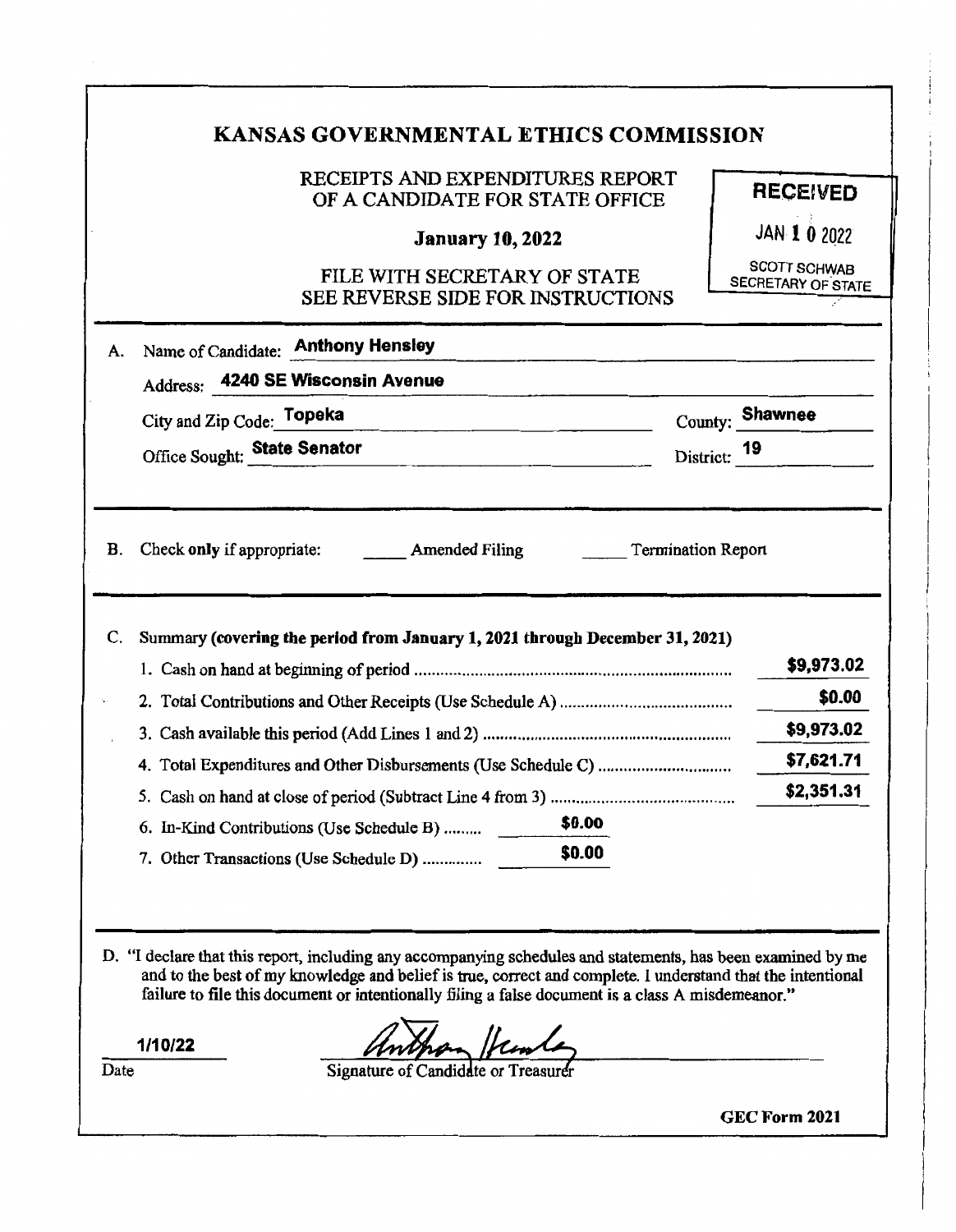# KANSAS GOVERNMENTAL ETHICS COMMISSION

RECEIPTS AND EXPENDITURES REPORT
OF A CANDIDATE FOR STATE OFFICE

**January 10, 2022**

FILE WITH SECRETARY OF STATE
SEE REVERSE SIDE FOR INSTRUCTIONS

**RECEIVED**
JAN 1 0 2022
SCOTT SCHWAB
SECRETARY OF STATE

A. Name of Candidate: **Anthony Hensley**

Address: **4240 SE Wisconsin Avenue**

City and Zip Code: **Topeka** County: **Shawnee**

Office Sought: **State Senator** District: **19**

B. Check **only** if appropriate: _____ Amended Filing _____ Termination Report

C. Summary **(covering the period from January 1, 2021 through December 31, 2021)**

| | | |
|---|---|---|
| 1. Cash on hand at beginning of period | | $9,973.02 |
| 2. Total Contributions and Other Receipts (Use Schedule A) | | $0.00 |
| 3. Cash available this period (Add Lines 1 and 2) | | $9,973.02 |
| 4. Total Expenditures and Other Disbursements (Use Schedule C) | | $7,621.71 |
| 5. Cash on hand at close of period (Subtract Line 4 from 3) | | $2,351.31 |
| 6. In-Kind Contributions (Use Schedule B) | $0.00 | |
| 7. Other Transactions (Use Schedule D) | $0.00 | |

D. "I declare that this report, including any accompanying schedules and statements, has been examined by me and to the best of my knowledge and belief is true, correct and complete. I understand that the intentional failure to file this document or intentionally filing a false document is a class A misdemeanor."

1/10/22
Date

Anthony Hensley
Signature of Candidate or Treasurer

**GEC Form 2021**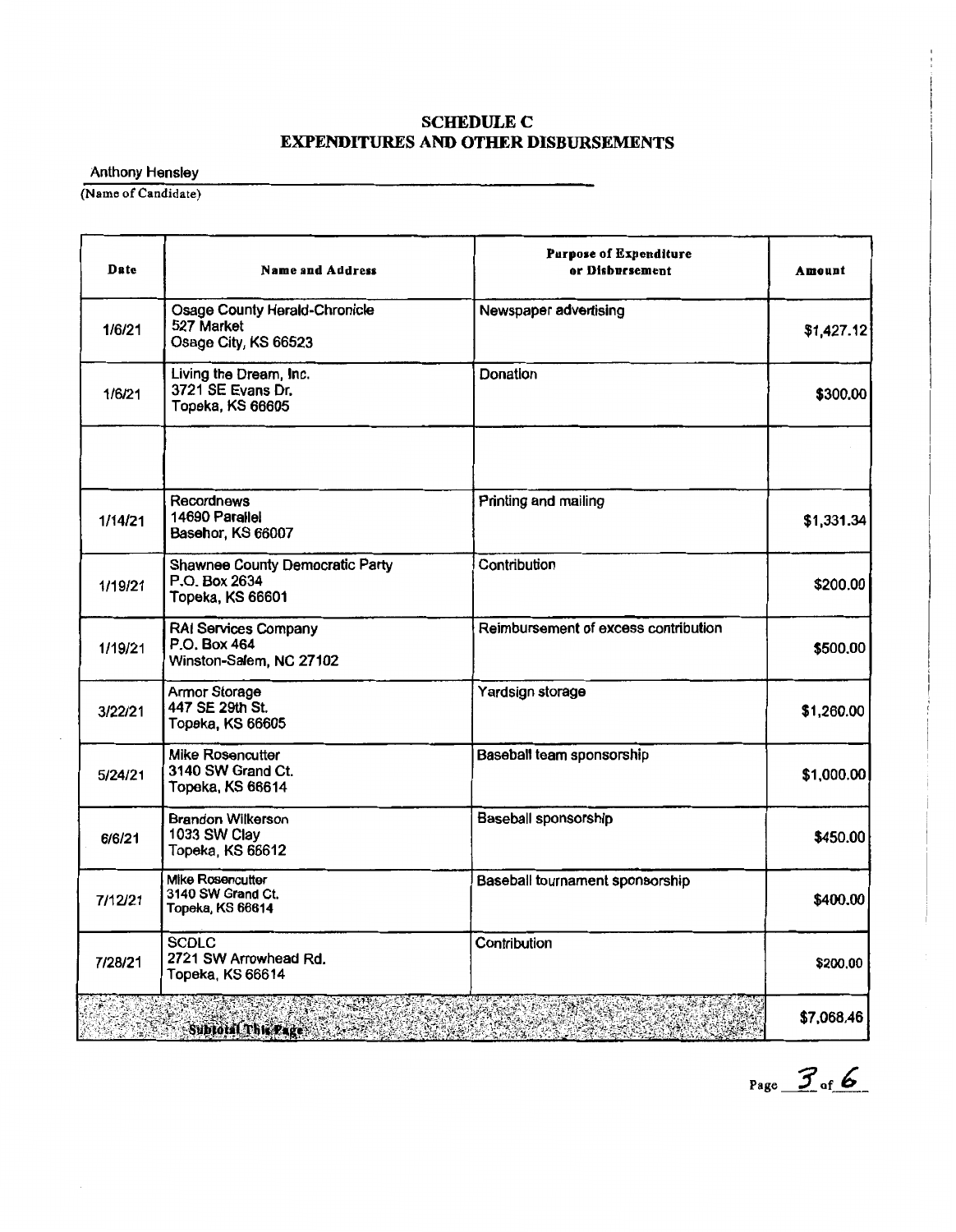# SCHEDULE C
## EXPENDITURES AND OTHER DISBURSEMENTS

Anthony Hensley
(Name of Candidate)

| Date | Name and Address | Purpose of Expenditure or Disbursement | Amount |
|---|---|---|---|
| 1/6/21 | Osage County Herald-Chronicle<br>527 Market<br>Osage City, KS 66523 | Newspaper advertising | $1,427.12 |
| 1/6/21 | Living the Dream, Inc.<br>3721 SE Evans Dr.<br>Topeka, KS 66605 | Donation | $300.00 |
| | | | |
| 1/14/21 | Recordnews<br>14690 Parallel<br>Basehor, KS 66007 | Printing and mailing | $1,331.34 |
| 1/19/21 | Shawnee County Democratic Party<br>P.O. Box 2634<br>Topeka, KS 66601 | Contribution | $200.00 |
| 1/19/21 | RAI Services Company<br>P.O. Box 464<br>Winston-Salem, NC 27102 | Reimbursement of excess contribution | $500.00 |
| 3/22/21 | Armor Storage<br>447 SE 29th St.<br>Topeka, KS 66605 | Yardsign storage | $1,260.00 |
| 5/24/21 | Mike Rosencutter<br>3140 SW Grand Ct.<br>Topeka, KS 66614 | Baseball team sponsorship | $1,000.00 |
| 6/6/21 | Brandon Wilkerson<br>1033 SW Clay<br>Topeka, KS 66612 | Baseball sponsorship | $450.00 |
| 7/12/21 | Mike Rosencutter<br>3140 SW Grand Ct.<br>Topeka, KS 66614 | Baseball tournament sponsorship | $400.00 |
| 7/28/21 | SCDLC<br>2721 SW Arrowhead Rd.<br>Topeka, KS 66614 | Contribution | $200.00 |
| Subtotal This Page | | | $7,068.46 |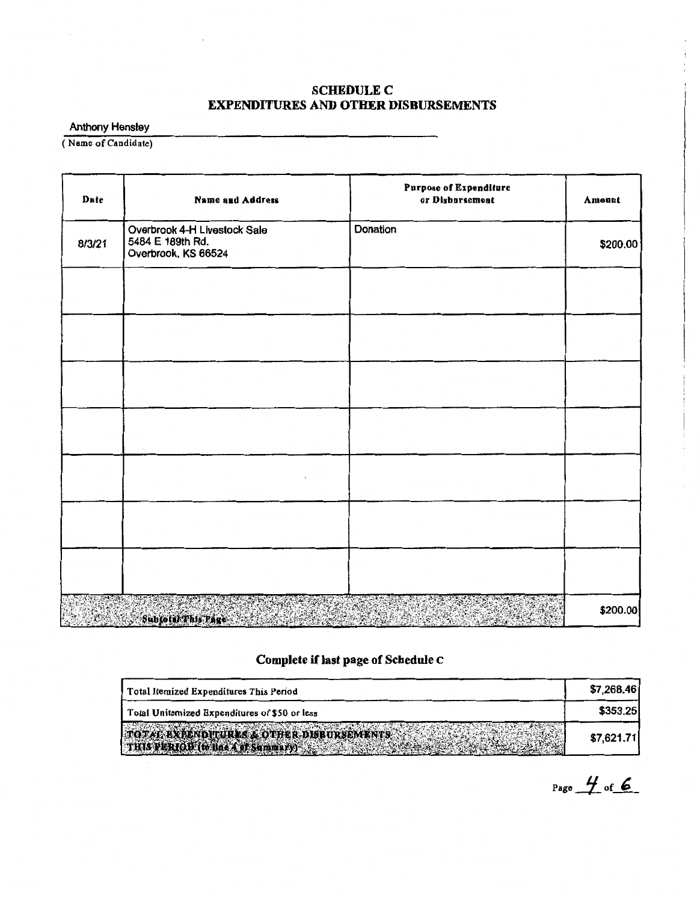# SCHEDULE C
# EXPENDITURES AND OTHER DISBURSEMENTS

Anthony Hensley
( Name of Candidate)

| Date | Name and Address | Purpose of Expenditure or Disbursement | Amount |
|---|---|---|---|
| 8/3/21 | Overbrook 4-H Livestock Sale<br>5484 E 189th Rd.<br>Overbrook, KS 66524 | Donation | $200.00 |
| | | | |
| | | | |
| | | | |
| | | | |
| | | | |
| | | | |
| | | | |
| Subtotal This Page | | | $200.00 |

## Complete if last page of Schedule C

| | |
|---|---|
| Total Itemized Expenditures This Period | $7,268.46 |
| Total Unitemized Expenditures of $50 or less | $353.25 |
| **TOTAL EXPENDITURES & OTHER DISBURSEMENTS THIS PERIOD (to line 4 of Summary)** | $7,621.71 |